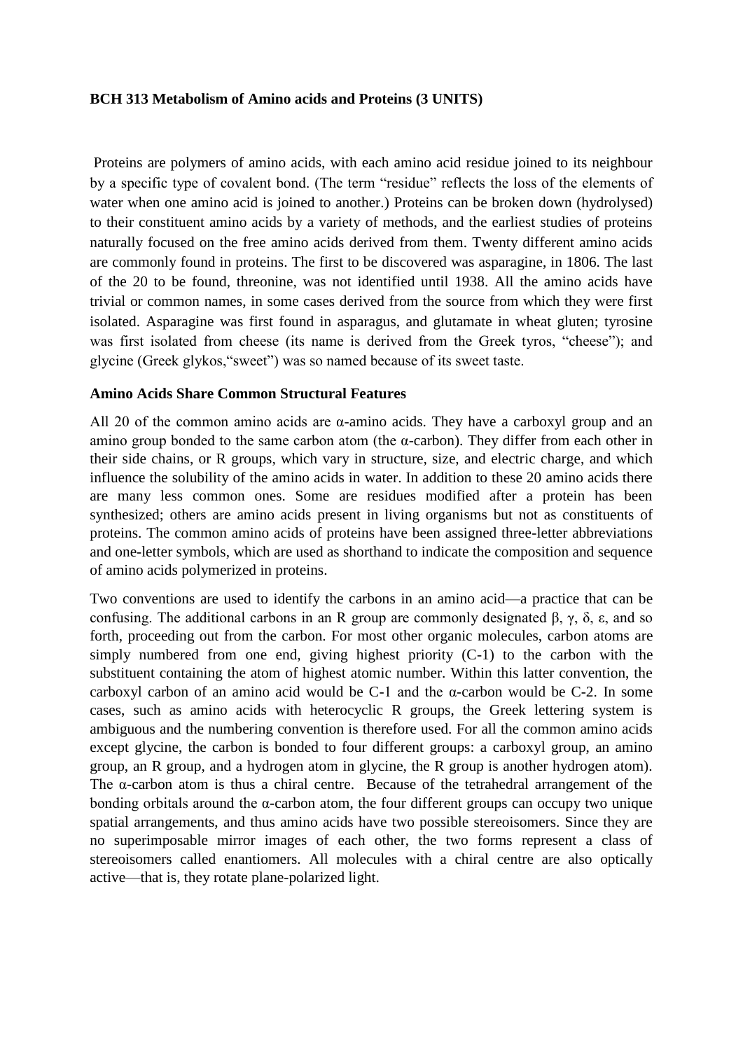**BCH 313 Metabolism of Amino acids and Proteins (3 UNITS)**

Proteins are polymers of amino acids, with each amino acid residue joined to its neighbour by a specific type of covalent bond. (The term "residue" reflects the loss of the elements of water when one amino acid is joined to another.) Proteins can be broken down (hydrolysed) to their constituent amino acids by a variety of methods, and the earliest studies of proteins naturally focused on the free amino acids derived from them. Twenty different amino acids are commonly found in proteins. The first to be discovered was asparagine, in 1806. The last of the 20 to be found, threonine, was not identified until 1938. All the amino acids have trivial or common names, in some cases derived from the source from which they were first isolated. Asparagine was first found in asparagus, and glutamate in wheat gluten; tyrosine was first isolated from cheese (its name is derived from the Greek tyros, "cheese"); and glycine (Greek glykos,"sweet") was so named because of its sweet taste.

**Amino Acids Share Common Structural Features**

All 20 of the common amino acids are α-amino acids. They have a carboxyl group and an amino group bonded to the same carbon atom (the α-carbon). They differ from each other in their side chains, or R groups, which vary in structure, size, and electric charge, and which influence the solubility of the amino acids in water. In addition to these 20 amino acids there are many less common ones. Some are residues modified after a protein has been synthesized; others are amino acids present in living organisms but not as constituents of proteins. The common amino acids of proteins have been assigned three-letter abbreviations and one-letter symbols, which are used as shorthand to indicate the composition and sequence of amino acids polymerized in proteins.

Two conventions are used to identify the carbons in an amino acid—a practice that can be confusing. The additional carbons in an R group are commonly designated β, γ, δ, ε, and so forth, proceeding out from the carbon. For most other organic molecules, carbon atoms are simply numbered from one end, giving highest priority (C-1) to the carbon with the substituent containing the atom of highest atomic number. Within this latter convention, the carboxyl carbon of an amino acid would be C-1 and the α-carbon would be C-2. In some cases, such as amino acids with heterocyclic R groups, the Greek lettering system is ambiguous and the numbering convention is therefore used. For all the common amino acids except glycine, the carbon is bonded to four different groups: a carboxyl group, an amino group, an R group, and a hydrogen atom in glycine, the R group is another hydrogen atom). The α-carbon atom is thus a chiral centre. Because of the tetrahedral arrangement of the bonding orbitals around the α-carbon atom, the four different groups can occupy two unique spatial arrangements, and thus amino acids have two possible stereoisomers. Since they are no superimposable mirror images of each other, the two forms represent a class of stereoisomers called enantiomers. All molecules with a chiral centre are also optically active—that is, they rotate plane-polarized light.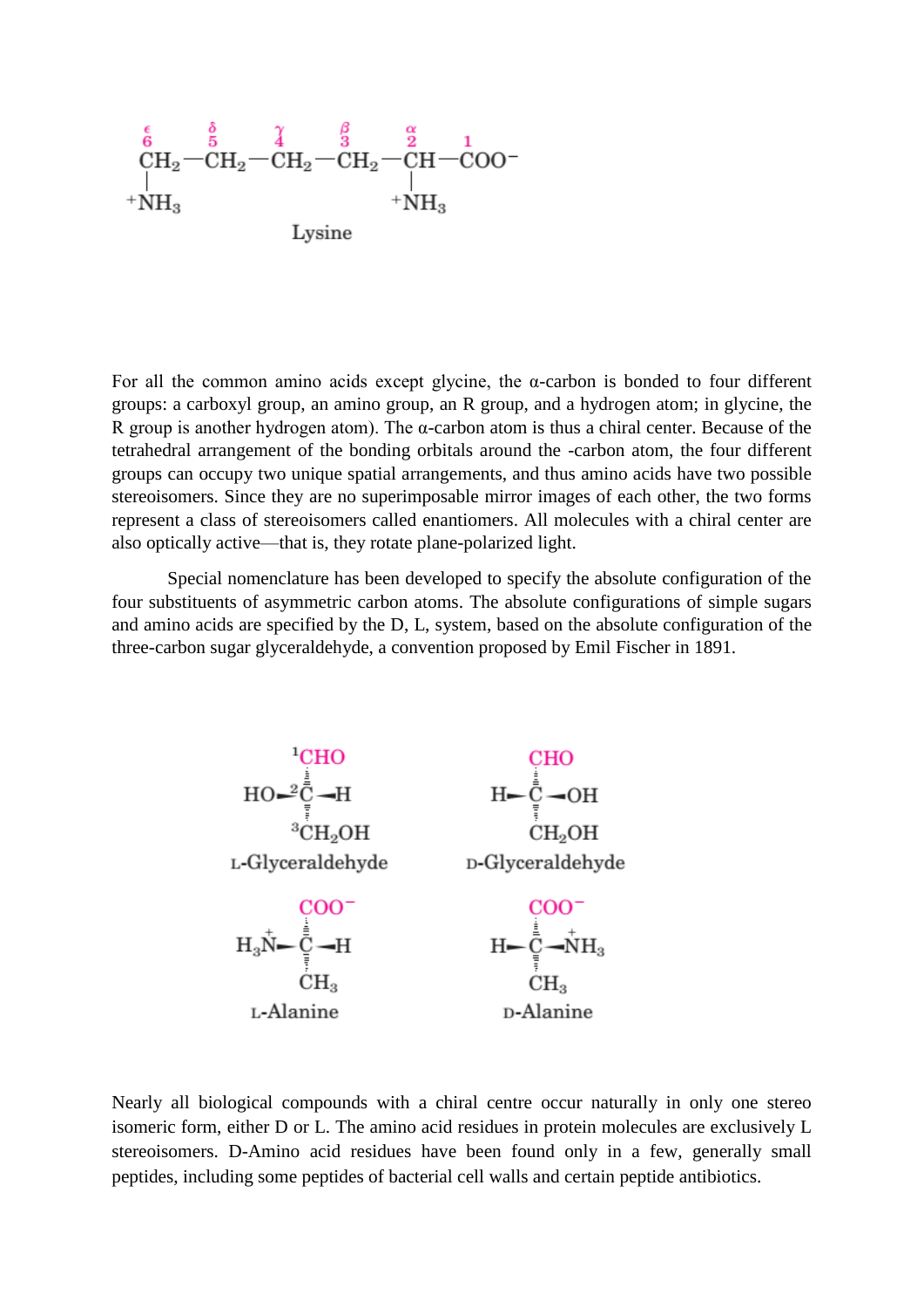$$\overset{\epsilon}{\underset{6}{}}\ \overset{\delta}{\underset{5}{}}\ \overset{\gamma}{\underset{4}{}}\ \overset{\beta}{\underset{3}{}}\ \overset{\alpha}{\underset{2}{}}\ \underset{1}{}$$

$$\underset{^{+}NH_3}{\underset{|}{CH_2}}-CH_2-CH_2-CH_2-\underset{^{+}NH_3}{\underset{|}{CH}}-COO^-$$

Lysine

For all the common amino acids except glycine, the α-carbon is bonded to four different groups: a carboxyl group, an amino group, an R group, and a hydrogen atom; in glycine, the R group is another hydrogen atom). The α-carbon atom is thus a chiral center. Because of the tetrahedral arrangement of the bonding orbitals around the -carbon atom, the four different groups can occupy two unique spatial arrangements, and thus amino acids have two possible stereoisomers. Since they are no superimposable mirror images of each other, the two forms represent a class of stereoisomers called enantiomers. All molecules with a chiral center are also optically active—that is, they rotate plane-polarized light.

Special nomenclature has been developed to specify the absolute configuration of the four substituents of asymmetric carbon atoms. The absolute configurations of simple sugars and amino acids are specified by the D, L, system, based on the absolute configuration of the three-carbon sugar glyceraldehyde, a convention proposed by Emil Fischer in 1891.

| L-Glyceraldehyde | D-Glyceraldehyde |
|---|---|
| $^{1}CHO$ | $CHO$ |
| $HO-{}^{2}C-H$ | $H-C-OH$ |
| $^{3}CH_2OH$ | $CH_2OH$ |

| L-Alanine | D-Alanine |
|---|---|
| $COO^-$ | $COO^-$ |
| $H_3\overset{+}{N}-C-H$ | $H-C-\overset{+}{N}H_3$ |
| $CH_3$ | $CH_3$ |

Nearly all biological compounds with a chiral centre occur naturally in only one stereo isomeric form, either D or L. The amino acid residues in protein molecules are exclusively L stereoisomers. D-Amino acid residues have been found only in a few, generally small peptides, including some peptides of bacterial cell walls and certain peptide antibiotics.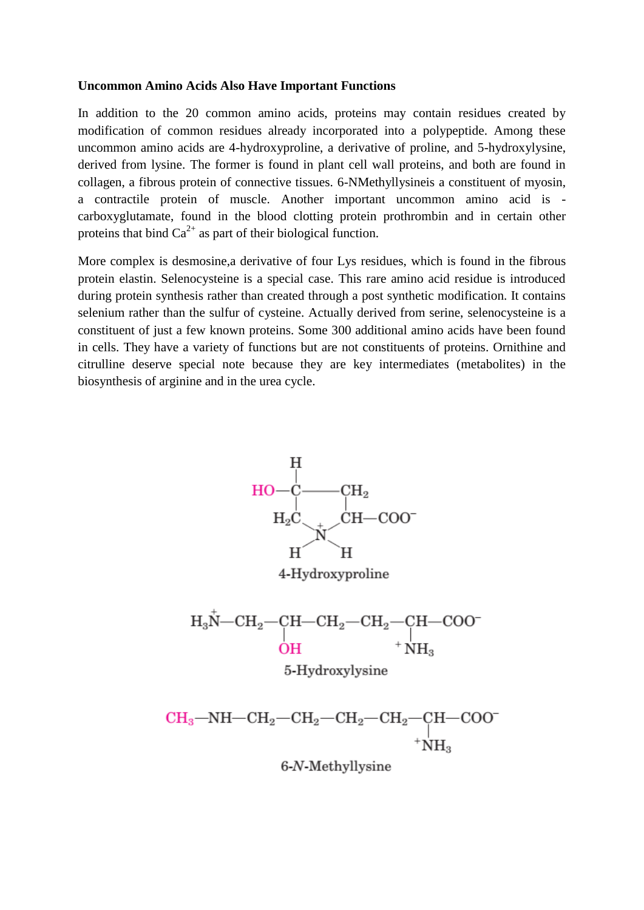**Uncommon Amino Acids Also Have Important Functions**

In addition to the 20 common amino acids, proteins may contain residues created by modification of common residues already incorporated into a polypeptide. Among these uncommon amino acids are 4-hydroxyproline, a derivative of proline, and 5-hydroxylysine, derived from lysine. The former is found in plant cell wall proteins, and both are found in collagen, a fibrous protein of connective tissues. 6-NMethyllysineis a constituent of myosin, a contractile protein of muscle. Another important uncommon amino acid is -carboxyglutamate, found in the blood clotting protein prothrombin and in certain other proteins that bind $Ca^{2+}$ as part of their biological function.

More complex is desmosine,a derivative of four Lys residues, which is found in the fibrous protein elastin. Selenocysteine is a special case. This rare amino acid residue is introduced during protein synthesis rather than created through a post synthetic modification. It contains selenium rather than the sulfur of cysteine. Actually derived from serine, selenocysteine is a constituent of just a few known proteins. Some 300 additional amino acids have been found in cells. They have a variety of functions but are not constituents of proteins. Ornithine and citrulline deserve special note because they are key intermediates (metabolites) in the biosynthesis of arginine and in the urea cycle.

4-Hydroxyproline

5-Hydroxylysine

6-*N*-Methyllysine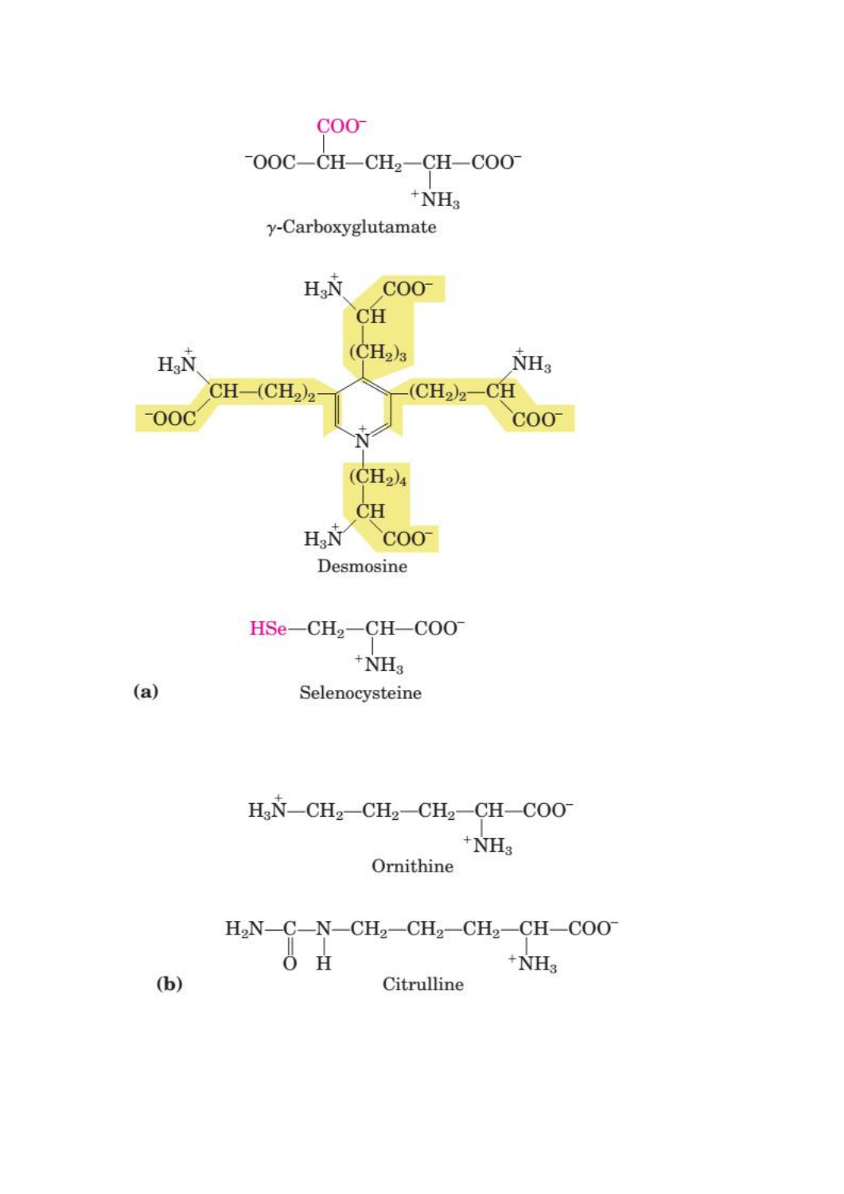$$^{-}OOC{-}CH(COO^{-}){-}CH_2{-}CH(^{+}NH_3){-}COO^{-}$$

γ-Carboxyglutamate

Desmosine

$$HSe{-}CH_2{-}CH(^{+}NH_3){-}COO^{-}$$

**(a)** Selenocysteine

$$H_3\overset{+}{N}{-}CH_2{-}CH_2{-}CH_2{-}CH(^{+}NH_3){-}COO^{-}$$

Ornithine

$$H_2N{-}C(=O){-}NH{-}CH_2{-}CH_2{-}CH_2{-}CH(^{+}NH_3){-}COO^{-}$$

**(b)** Citrulline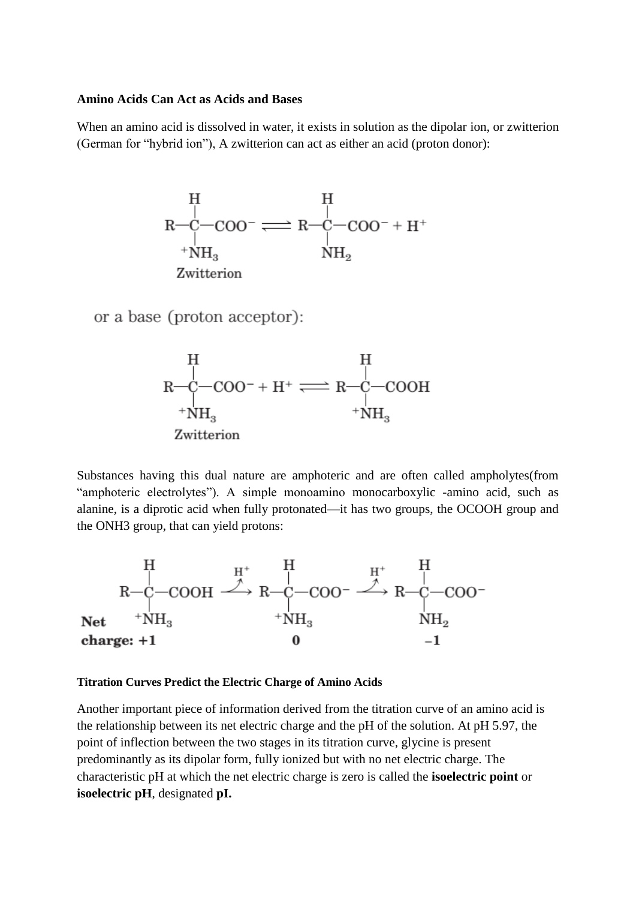**Amino Acids Can Act as Acids and Bases**

When an amino acid is dissolved in water, it exists in solution as the dipolar ion, or zwitterion (German for "hybrid ion"), A zwitterion can act as either an acid (proton donor):

$$\underset{\text{Zwitterion}}{R{-}\underset{\underset{^{+}NH_3}{|}}{\overset{\overset{H}{|}}{C}}{-}COO^-} \rightleftharpoons R{-}\underset{\underset{NH_2}{|}}{\overset{\overset{H}{|}}{C}}{-}COO^- + H^+$$

or a base (proton acceptor):

$$\underset{\text{Zwitterion}}{R{-}\underset{\underset{^{+}NH_3}{|}}{\overset{\overset{H}{|}}{C}}{-}COO^-} + H^+ \rightleftharpoons R{-}\underset{\underset{^{+}NH_3}{|}}{\overset{\overset{H}{|}}{C}}{-}COOH$$

Substances having this dual nature are amphoteric and are often called ampholytes(from "amphoteric electrolytes"). A simple monoamino monocarboxylic -amino acid, such as alanine, is a diprotic acid when fully protonated—it has two groups, the OCOOH group and the ONH3 group, that can yield protons:

$$\underset{\text{Net charge: }+1}{R{-}\underset{\underset{^{+}NH_3}{|}}{\overset{\overset{H}{|}}{C}}{-}COOH} \xrightarrow{H^+} \underset{0}{R{-}\underset{\underset{^{+}NH_3}{|}}{\overset{\overset{H}{|}}{C}}{-}COO^-} \xrightarrow{H^+} \underset{-1}{R{-}\underset{\underset{NH_2}{|}}{\overset{\overset{H}{|}}{C}}{-}COO^-}$$

**Titration Curves Predict the Electric Charge of Amino Acids**

Another important piece of information derived from the titration curve of an amino acid is the relationship between its net electric charge and the pH of the solution. At pH 5.97, the point of inflection between the two stages in its titration curve, glycine is present predominantly as its dipolar form, fully ionized but with no net electric charge. The characteristic pH at which the net electric charge is zero is called the **isoelectric point** or **isoelectric pH**, designated **pI.**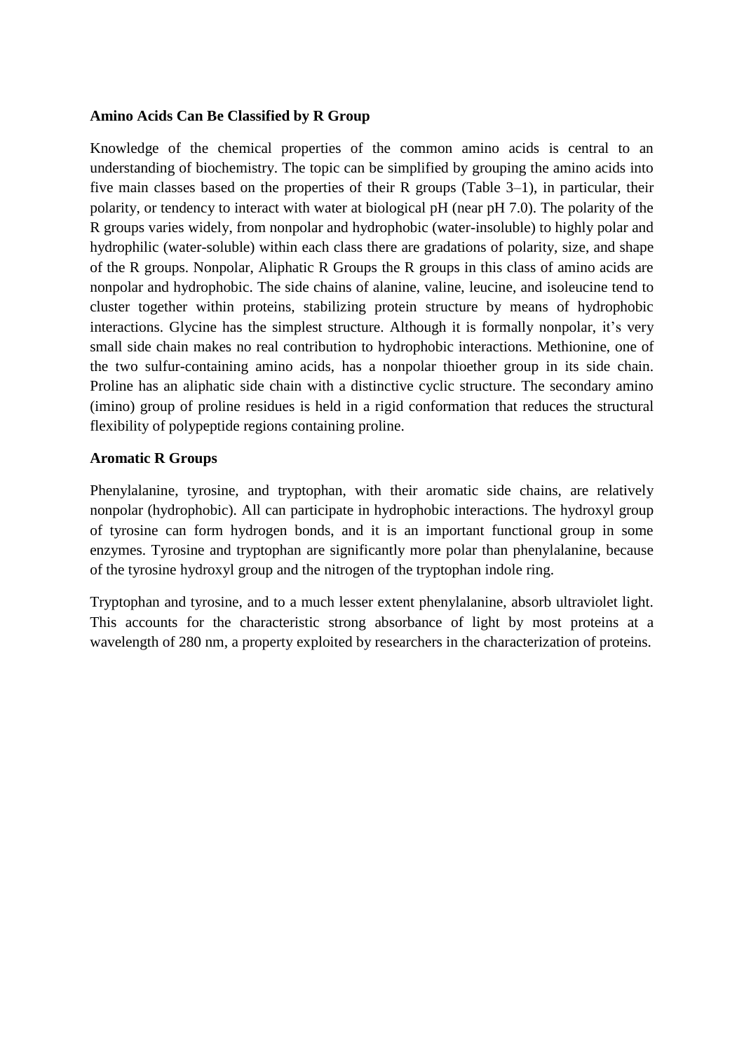**Amino Acids Can Be Classified by R Group**

Knowledge of the chemical properties of the common amino acids is central to an understanding of biochemistry. The topic can be simplified by grouping the amino acids into five main classes based on the properties of their R groups (Table 3–1), in particular, their polarity, or tendency to interact with water at biological pH (near pH 7.0). The polarity of the R groups varies widely, from nonpolar and hydrophobic (water-insoluble) to highly polar and hydrophilic (water-soluble) within each class there are gradations of polarity, size, and shape of the R groups. Nonpolar, Aliphatic R Groups the R groups in this class of amino acids are nonpolar and hydrophobic. The side chains of alanine, valine, leucine, and isoleucine tend to cluster together within proteins, stabilizing protein structure by means of hydrophobic interactions. Glycine has the simplest structure. Although it is formally nonpolar, it's very small side chain makes no real contribution to hydrophobic interactions. Methionine, one of the two sulfur-containing amino acids, has a nonpolar thioether group in its side chain. Proline has an aliphatic side chain with a distinctive cyclic structure. The secondary amino (imino) group of proline residues is held in a rigid conformation that reduces the structural flexibility of polypeptide regions containing proline.

**Aromatic R Groups**

Phenylalanine, tyrosine, and tryptophan, with their aromatic side chains, are relatively nonpolar (hydrophobic). All can participate in hydrophobic interactions. The hydroxyl group of tyrosine can form hydrogen bonds, and it is an important functional group in some enzymes. Tyrosine and tryptophan are significantly more polar than phenylalanine, because of the tyrosine hydroxyl group and the nitrogen of the tryptophan indole ring.

Tryptophan and tyrosine, and to a much lesser extent phenylalanine, absorb ultraviolet light. This accounts for the characteristic strong absorbance of light by most proteins at a wavelength of 280 nm, a property exploited by researchers in the characterization of proteins.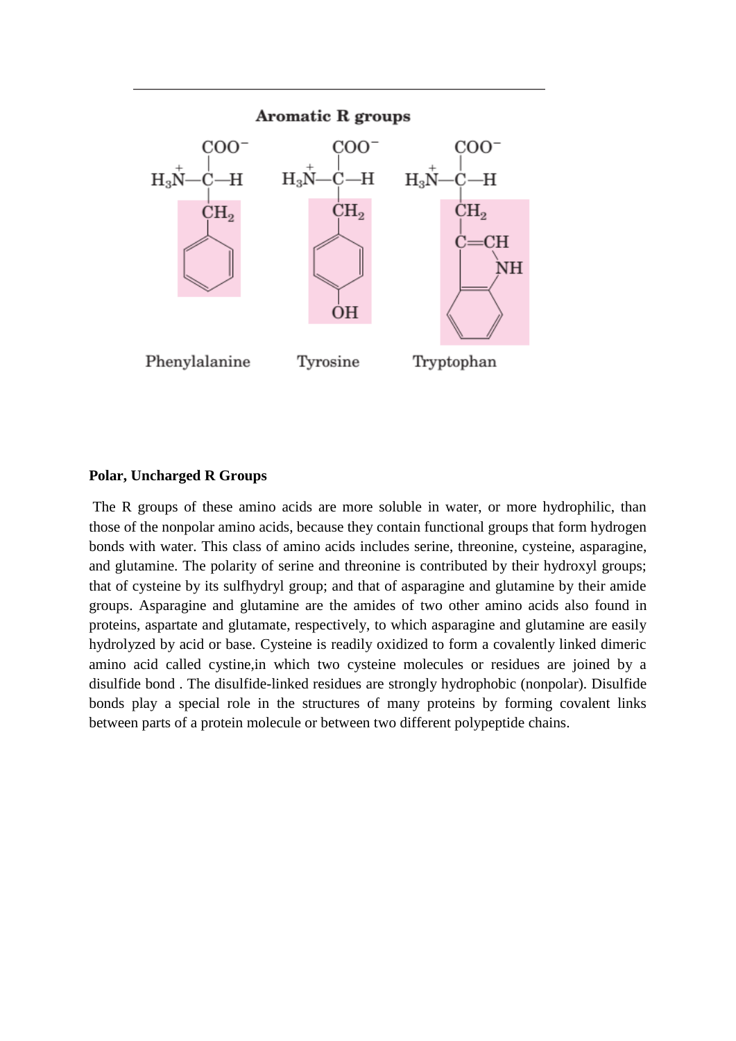**Aromatic R groups**

Phenylalanine Tyrosine Tryptophan

**Polar, Uncharged R Groups**

The R groups of these amino acids are more soluble in water, or more hydrophilic, than those of the nonpolar amino acids, because they contain functional groups that form hydrogen bonds with water. This class of amino acids includes serine, threonine, cysteine, asparagine, and glutamine. The polarity of serine and threonine is contributed by their hydroxyl groups; that of cysteine by its sulfhydryl group; and that of asparagine and glutamine by their amide groups. Asparagine and glutamine are the amides of two other amino acids also found in proteins, aspartate and glutamate, respectively, to which asparagine and glutamine are easily hydrolyzed by acid or base. Cysteine is readily oxidized to form a covalently linked dimeric amino acid called cystine,in which two cysteine molecules or residues are joined by a disulfide bond . The disulfide-linked residues are strongly hydrophobic (nonpolar). Disulfide bonds play a special role in the structures of many proteins by forming covalent links between parts of a protein molecule or between two different polypeptide chains.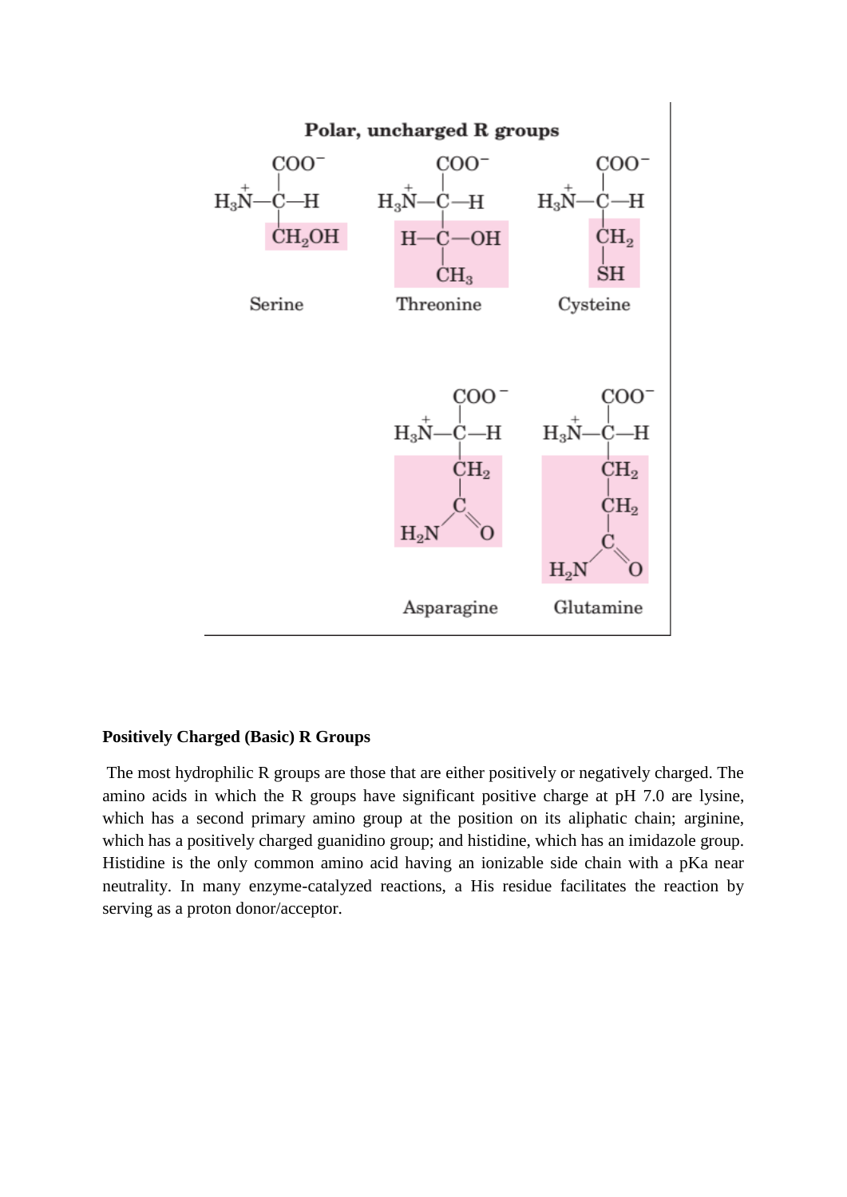**Polar, uncharged R groups**

Serine, Threonine, Cysteine, Asparagine, Glutamine

**Positively Charged (Basic) R Groups**

The most hydrophilic R groups are those that are either positively or negatively charged. The amino acids in which the R groups have significant positive charge at pH 7.0 are lysine, which has a second primary amino group at the position on its aliphatic chain; arginine, which has a positively charged guanidino group; and histidine, which has an imidazole group. Histidine is the only common amino acid having an ionizable side chain with a pKa near neutrality. In many enzyme-catalyzed reactions, a His residue facilitates the reaction by serving as a proton donor/acceptor.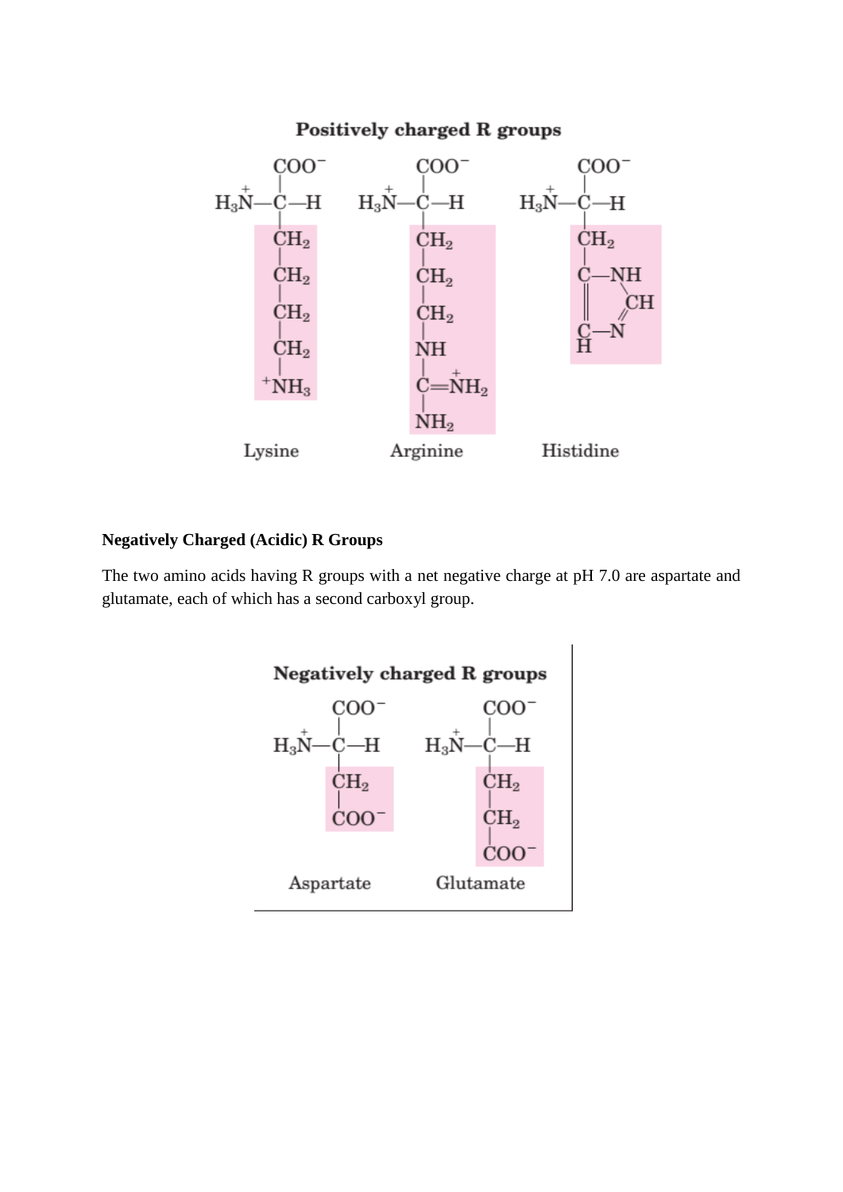**Positively charged R groups**

Lysine, Arginine, Histidine

**Negatively Charged (Acidic) R Groups**

The two amino acids having R groups with a net negative charge at pH 7.0 are aspartate and glutamate, each of which has a second carboxyl group.

**Negatively charged R groups**

Aspartate, Glutamate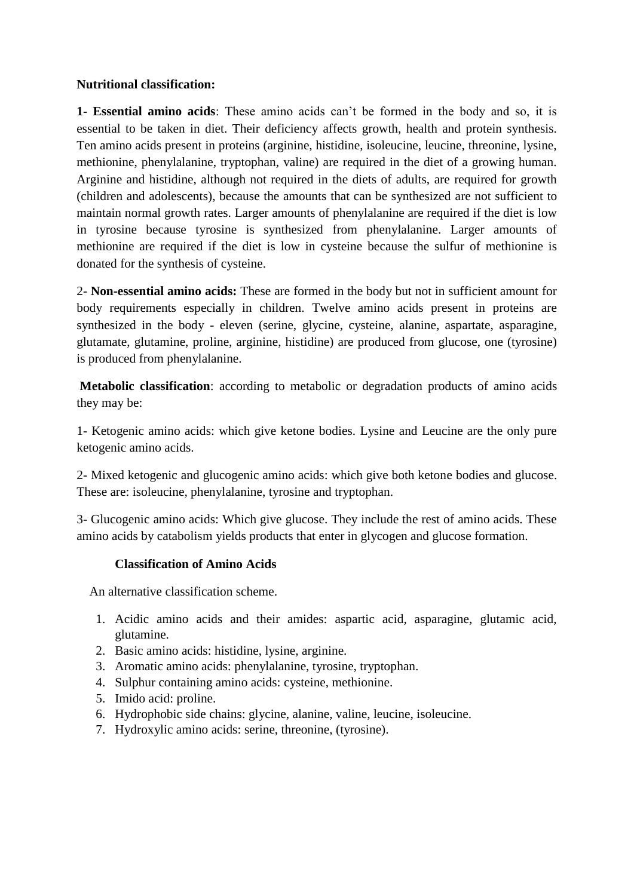**Nutritional classification:**

**1- Essential amino acids**: These amino acids can't be formed in the body and so, it is essential to be taken in diet. Their deficiency affects growth, health and protein synthesis. Ten amino acids present in proteins (arginine, histidine, isoleucine, leucine, threonine, lysine, methionine, phenylalanine, tryptophan, valine) are required in the diet of a growing human. Arginine and histidine, although not required in the diets of adults, are required for growth (children and adolescents), because the amounts that can be synthesized are not sufficient to maintain normal growth rates. Larger amounts of phenylalanine are required if the diet is low in tyrosine because tyrosine is synthesized from phenylalanine. Larger amounts of methionine are required if the diet is low in cysteine because the sulfur of methionine is donated for the synthesis of cysteine.

2- **Non-essential amino acids:** These are formed in the body but not in sufficient amount for body requirements especially in children. Twelve amino acids present in proteins are synthesized in the body - eleven (serine, glycine, cysteine, alanine, aspartate, asparagine, glutamate, glutamine, proline, arginine, histidine) are produced from glucose, one (tyrosine) is produced from phenylalanine.

**Metabolic classification**: according to metabolic or degradation products of amino acids they may be:

1- Ketogenic amino acids: which give ketone bodies. Lysine and Leucine are the only pure ketogenic amino acids.

2- Mixed ketogenic and glucogenic amino acids: which give both ketone bodies and glucose. These are: isoleucine, phenylalanine, tyrosine and tryptophan.

3- Glucogenic amino acids: Which give glucose. They include the rest of amino acids. These amino acids by catabolism yields products that enter in glycogen and glucose formation.

**Classification of Amino Acids**

An alternative classification scheme.

1. Acidic amino acids and their amides: aspartic acid, asparagine, glutamic acid, glutamine.
2. Basic amino acids: histidine, lysine, arginine.
3. Aromatic amino acids: phenylalanine, tyrosine, tryptophan.
4. Sulphur containing amino acids: cysteine, methionine.
5. Imido acid: proline.
6. Hydrophobic side chains: glycine, alanine, valine, leucine, isoleucine.
7. Hydroxylic amino acids: serine, threonine, (tyrosine).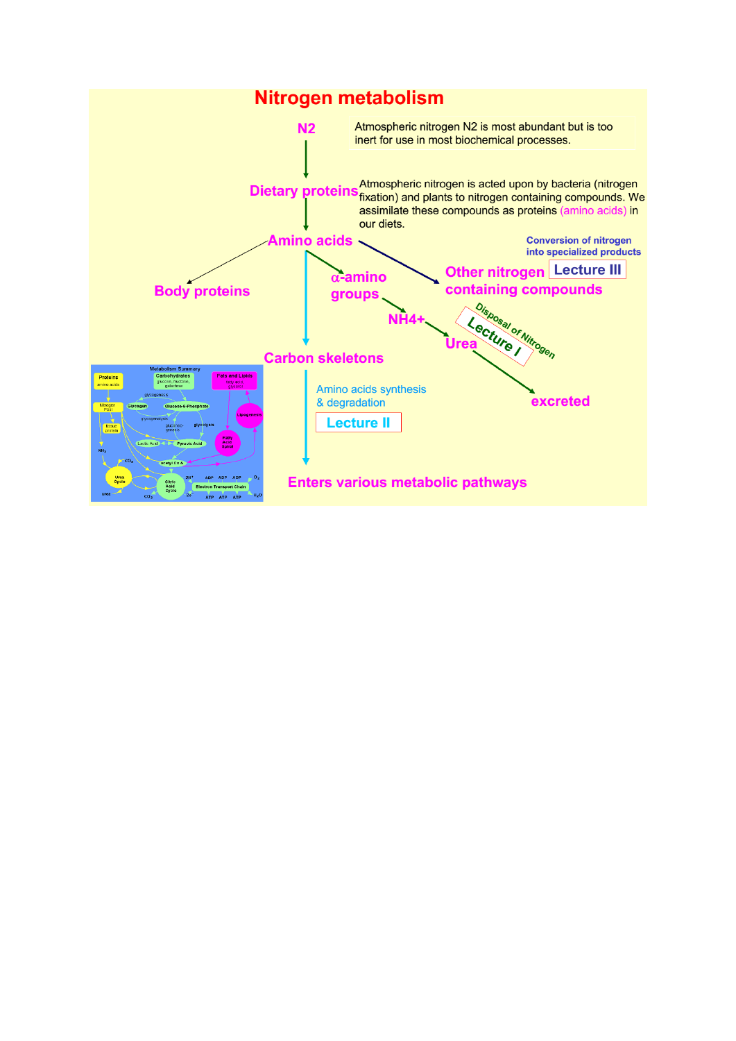# Nitrogen metabolism

**N2**

Atmospheric nitrogen N2 is most abundant but is too inert for use in most biochemical processes.

**Dietary proteins**

Atmospheric nitrogen is acted upon by bacteria (nitrogen fixation) and plants to nitrogen containing compounds. We assimilate these compounds as proteins (amino acids) in our diets.

**Amino acids**

**Body proteins**

**α-amino groups**

**Other nitrogen containing compounds** — Conversion of nitrogen into specialized products — **Lecture III**

**NH4+**

**Urea** — Disposal of Nitrogen — **Lecture I**

**excreted**

**Carbon skeletons**

Amino acids synthesis & degradation — **Lecture II**

**Enters various metabolic pathways**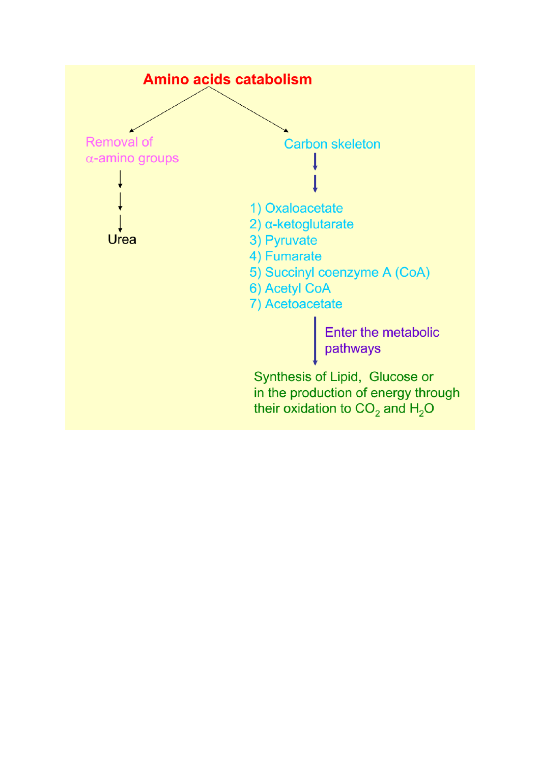# Amino acids catabolism

**Removal of α-amino groups**

↓

↓

↓

Urea

**Carbon skeleton**

↓

↓

1) Oxaloacetate
2) α-ketoglutarate
3) Pyruvate
4) Fumarate
5) Succinyl coenzyme A (CoA)
6) Acetyl CoA
7) Acetoacetate

↓ Enter the metabolic pathways

Synthesis of Lipid, Glucose or in the production of energy through their oxidation to $CO_2$ and $H_2O$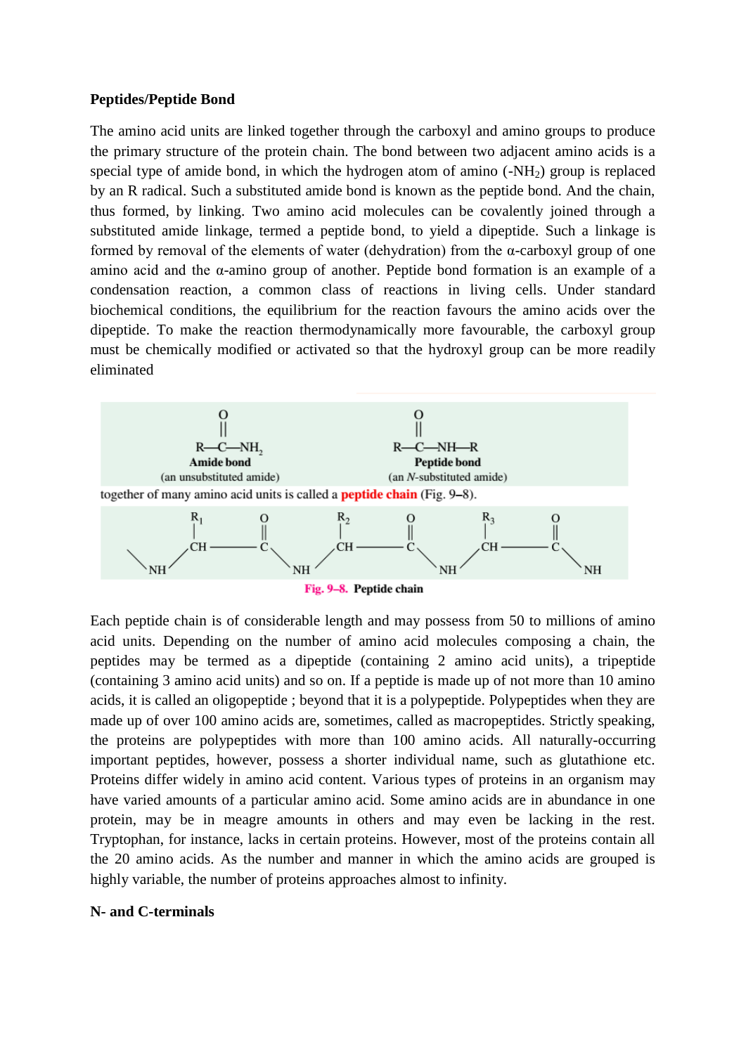**Peptides/Peptide Bond**

The amino acid units are linked together through the carboxyl and amino groups to produce the primary structure of the protein chain. The bond between two adjacent amino acids is a special type of amide bond, in which the hydrogen atom of amino ($-NH_2$) group is replaced by an R radical. Such a substituted amide bond is known as the peptide bond. And the chain, thus formed, by linking. Two amino acid molecules can be covalently joined through a substituted amide linkage, termed a peptide bond, to yield a dipeptide. Such a linkage is formed by removal of the elements of water (dehydration) from the α-carboxyl group of one amino acid and the α-amino group of another. Peptide bond formation is an example of a condensation reaction, a common class of reactions in living cells. Under standard biochemical conditions, the equilibrium for the reaction favours the amino acids over the dipeptide. To make the reaction thermodynamically more favourable, the carboxyl group must be chemically modified or activated so that the hydroxyl group can be more readily eliminated

$$R-\overset{O}{\overset{\|}{C}}-NH_2 \qquad\qquad R-\overset{O}{\overset{\|}{C}}-NH-R$$

**Amide bond** (an unsubstituted amide) **Peptide bond** (an *N*-substituted amide)

together of many amino acid units is called a **peptide chain** (Fig. 9–8).

$$-NH-\overset{R_1}{\overset{|}{CH}}-\overset{O}{\overset{\|}{C}}-NH-\overset{R_2}{\overset{|}{CH}}-\overset{O}{\overset{\|}{C}}-NH-\overset{R_3}{\overset{|}{CH}}-\overset{O}{\overset{\|}{C}}-NH-$$

**Fig. 9–8. Peptide chain**

Each peptide chain is of considerable length and may possess from 50 to millions of amino acid units. Depending on the number of amino acid molecules composing a chain, the peptides may be termed as a dipeptide (containing 2 amino acid units), a tripeptide (containing 3 amino acid units) and so on. If a peptide is made up of not more than 10 amino acids, it is called an oligopeptide ; beyond that it is a polypeptide. Polypeptides when they are made up of over 100 amino acids are, sometimes, called as macropeptides. Strictly speaking, the proteins are polypeptides with more than 100 amino acids. All naturally-occurring important peptides, however, possess a shorter individual name, such as glutathione etc. Proteins differ widely in amino acid content. Various types of proteins in an organism may have varied amounts of a particular amino acid. Some amino acids are in abundance in one protein, may be in meagre amounts in others and may even be lacking in the rest. Tryptophan, for instance, lacks in certain proteins. However, most of the proteins contain all the 20 amino acids. As the number and manner in which the amino acids are grouped is highly variable, the number of proteins approaches almost to infinity.

**N- and C-terminals**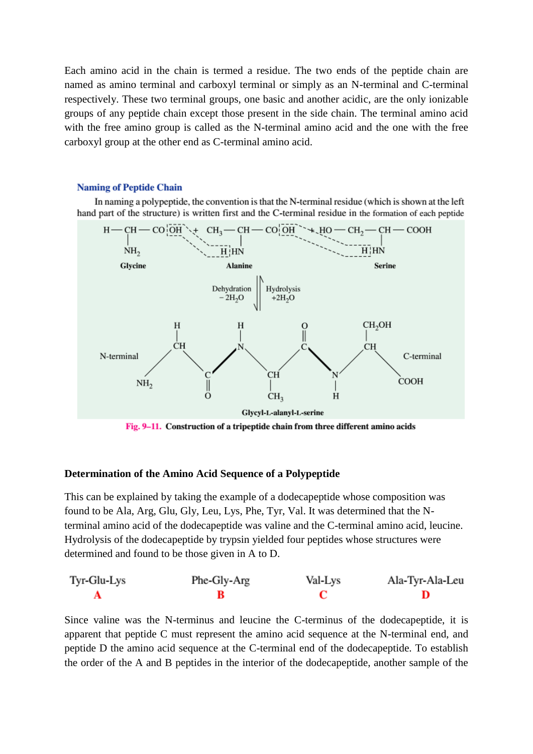Each amino acid in the chain is termed a residue. The two ends of the peptide chain are named as amino terminal and carboxyl terminal or simply as an N-terminal and C-terminal respectively. These two terminal groups, one basic and another acidic, are the only ionizable groups of any peptide chain except those present in the side chain. The terminal amino acid with the free amino group is called as the N-terminal amino acid and the one with the free carboxyl group at the other end as C-terminal amino acid.

### Naming of Peptide Chain

In naming a polypeptide, the convention is that the N-terminal residue (which is shown at the left hand part of the structure) is written first and the C-terminal residue in the formation of each peptide

Glycine · Alanine · Serine

Dehydration $-2H_2O$ · Hydrolysis $+2H_2O$

N-terminal · C-terminal

Glycyl-L-alanyl-L-serine

**Fig. 9–11. Construction of a tripeptide chain from three different amino acids**

### Determination of the Amino Acid Sequence of a Polypeptide

This can be explained by taking the example of a dodecapeptide whose composition was found to be Ala, Arg, Glu, Gly, Leu, Lys, Phe, Tyr, Val. It was determined that the N-terminal amino acid of the dodecapeptide was valine and the C-terminal amino acid, leucine. Hydrolysis of the dodecapeptide by trypsin yielded four peptides whose structures were determined and found to be those given in A to D.

| Tyr-Glu-Lys | Phe-Gly-Arg | Val-Lys | Ala-Tyr-Ala-Leu |
|---|---|---|---|
| **A** | **B** | **C** | **D** |

Since valine was the N-terminus and leucine the C-terminus of the dodecapeptide, it is apparent that peptide C must represent the amino acid sequence at the N-terminal end, and peptide D the amino acid sequence at the C-terminal end of the dodecapeptide. To establish the order of the A and B peptides in the interior of the dodecapeptide, another sample of the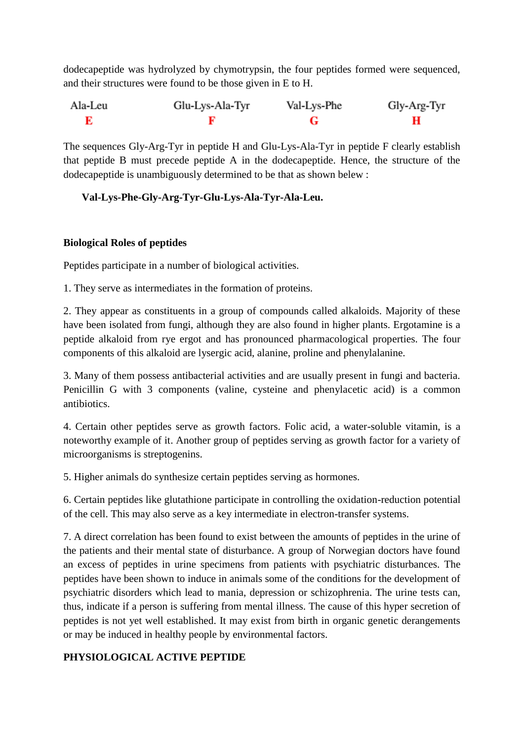dodecapeptide was hydrolyzed by chymotrypsin, the four peptides formed were sequenced, and their structures were found to be those given in E to H.

| Ala-Leu | Glu-Lys-Ala-Tyr | Val-Lys-Phe | Gly-Arg-Tyr |
|---|---|---|---|
| **E** | **F** | **G** | **H** |

The sequences Gly-Arg-Tyr in peptide H and Glu-Lys-Ala-Tyr in peptide F clearly establish that peptide B must precede peptide A in the dodecapeptide. Hence, the structure of the dodecapeptide is unambiguously determined to be that as shown belew :

**Val-Lys-Phe-Gly-Arg-Tyr-Glu-Lys-Ala-Tyr-Ala-Leu.**

**Biological Roles of peptides**

Peptides participate in a number of biological activities.

1. They serve as intermediates in the formation of proteins.

2. They appear as constituents in a group of compounds called alkaloids. Majority of these have been isolated from fungi, although they are also found in higher plants. Ergotamine is a peptide alkaloid from rye ergot and has pronounced pharmacological properties. The four components of this alkaloid are lysergic acid, alanine, proline and phenylalanine.

3. Many of them possess antibacterial activities and are usually present in fungi and bacteria. Penicillin G with 3 components (valine, cysteine and phenylacetic acid) is a common antibiotics.

4. Certain other peptides serve as growth factors. Folic acid, a water-soluble vitamin, is a noteworthy example of it. Another group of peptides serving as growth factor for a variety of microorganisms is streptogenins.

5. Higher animals do synthesize certain peptides serving as hormones.

6. Certain peptides like glutathione participate in controlling the oxidation-reduction potential of the cell. This may also serve as a key intermediate in electron-transfer systems.

7. A direct correlation has been found to exist between the amounts of peptides in the urine of the patients and their mental state of disturbance. A group of Norwegian doctors have found an excess of peptides in urine specimens from patients with psychiatric disturbances. The peptides have been shown to induce in animals some of the conditions for the development of psychiatric disorders which lead to mania, depression or schizophrenia. The urine tests can, thus, indicate if a person is suffering from mental illness. The cause of this hyper secretion of peptides is not yet well established. It may exist from birth in organic genetic derangements or may be induced in healthy people by environmental factors.

**PHYSIOLOGICAL ACTIVE PEPTIDE**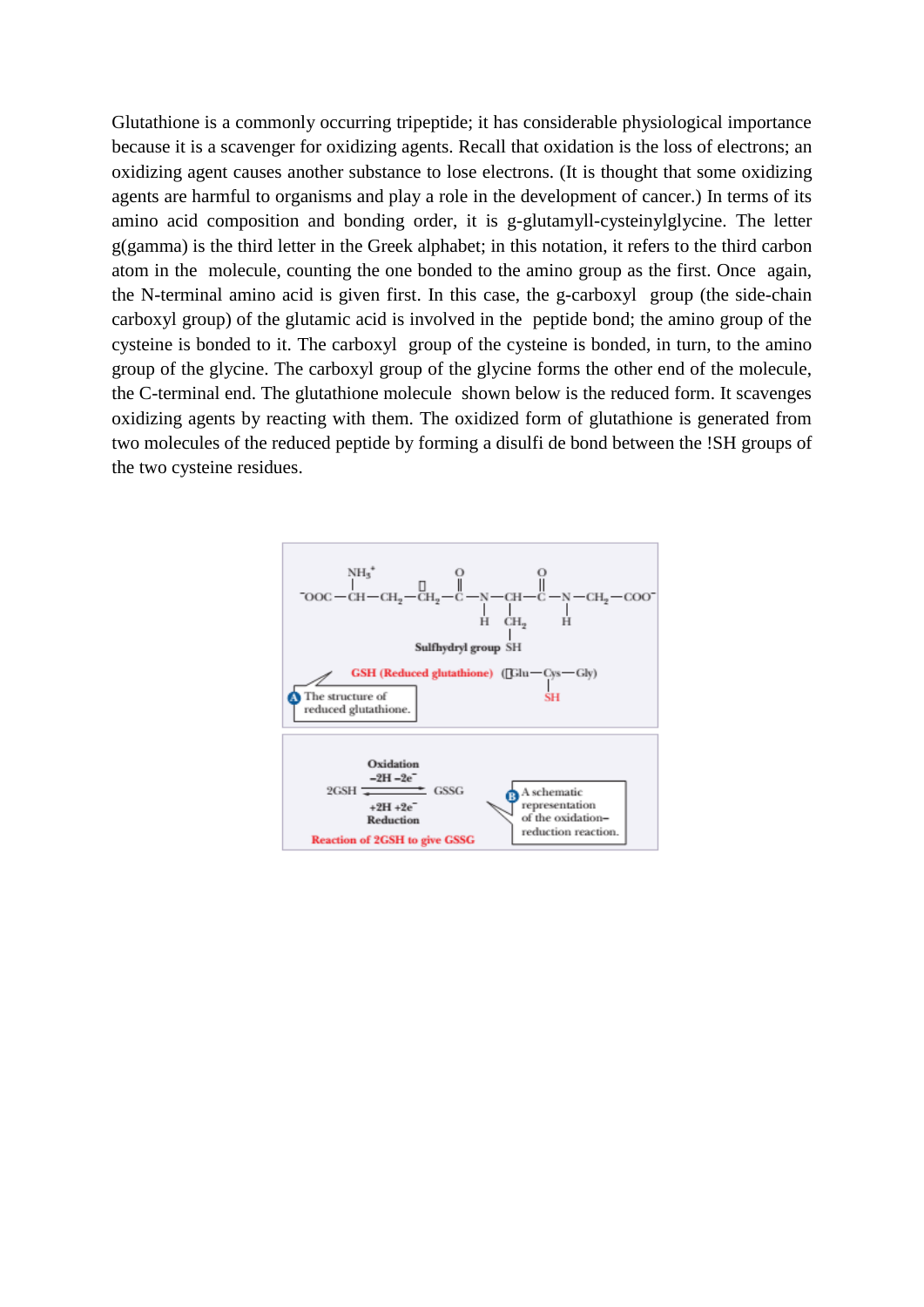Glutathione is a commonly occurring tripeptide; it has considerable physiological importance because it is a scavenger for oxidizing agents. Recall that oxidation is the loss of electrons; an oxidizing agent causes another substance to lose electrons. (It is thought that some oxidizing agents are harmful to organisms and play a role in the development of cancer.) In terms of its amino acid composition and bonding order, it is g-glutamyll-cysteinylglycine. The letter g(gamma) is the third letter in the Greek alphabet; in this notation, it refers to the third carbon atom in the molecule, counting the one bonded to the amino group as the first. Once again, the N-terminal amino acid is given first. In this case, the g-carboxyl group (the side-chain carboxyl group) of the glutamic acid is involved in the peptide bond; the amino group of the cysteine is bonded to it. The carboxyl group of the cysteine is bonded, in turn, to the amino group of the glycine. The carboxyl group of the glycine forms the other end of the molecule, the C-terminal end. The glutathione molecule shown below is the reduced form. It scavenges oxidizing agents by reacting with them. The oxidized form of glutathione is generated from two molecules of the reduced peptide by forming a disulfi de bond between the !SH groups of the two cysteine residues.

$$^{-}OOC-\underset{NH_3^+}{CH}-CH_2-CH_2-\overset{O}{\overset{\|}{C}}-\underset{H}{N}-\underset{CH_2-SH}{CH}-\overset{O}{\overset{\|}{C}}-\underset{H}{N}-CH_2-COO^-$$

Sulfhydryl group SH

GSH (Reduced glutathione) (γGlu—Cys—Gly)
SH

A The structure of reduced glutathione.

$$2GSH \underset{\substack{+2H\ +2e^- \\ \text{Reduction}}}{\overset{\substack{\text{Oxidation} \\ -2H\ -2e^-}}{\rightleftharpoons}} GSSG$$

Reaction of 2GSH to give GSSG

B A schematic representation of the oxidation–reduction reaction.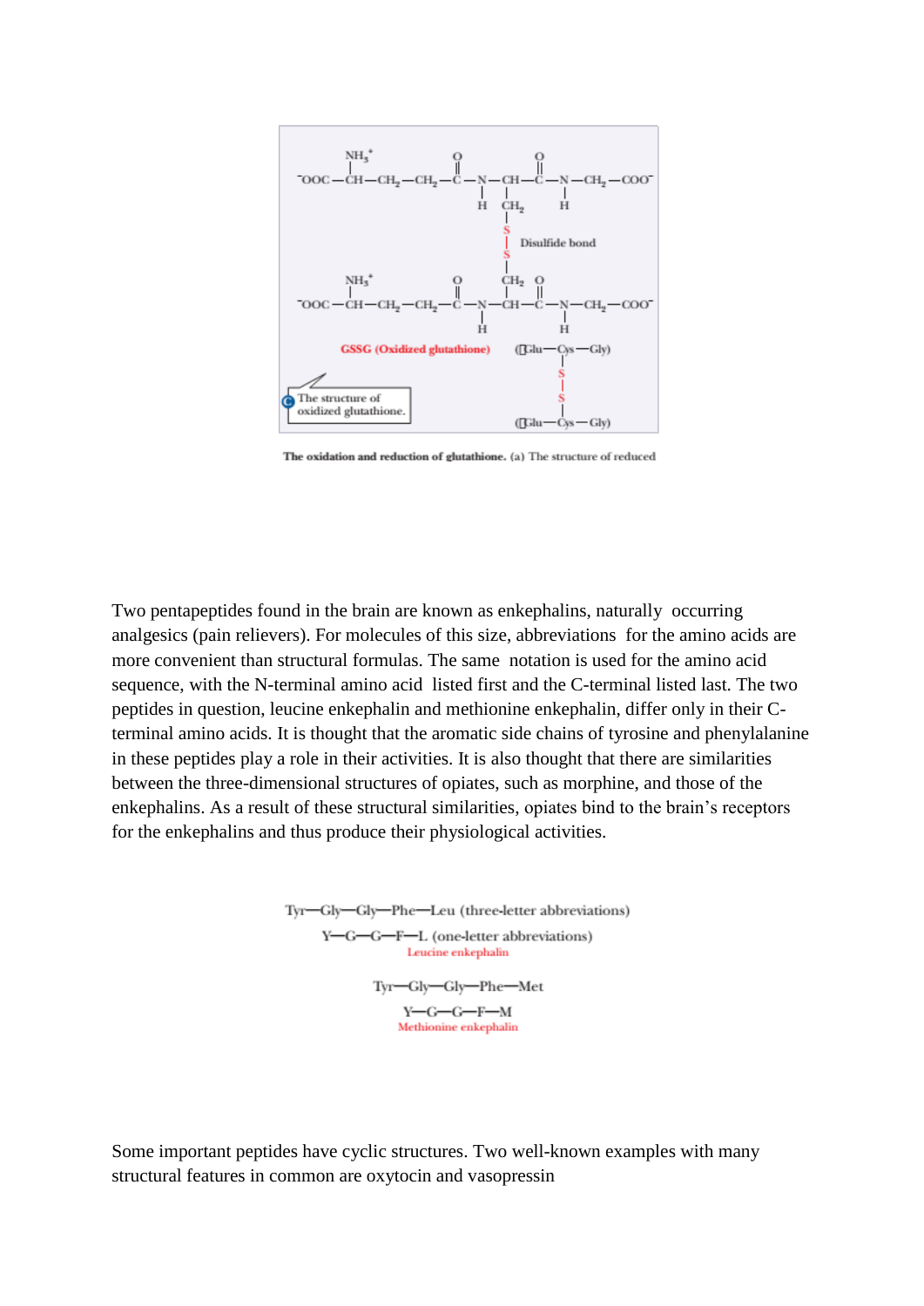$^{-}OOC-CH(NH_3^+)-CH_2-CH_2-C(=O)-NH-CH(CH_2-S)-C(=O)-NH-CH_2-COO^-$

Disulfide bond

$^{-}OOC-CH(NH_3^+)-CH_2-CH_2-C(=O)-NH-CH(CH_2-S)-C(=O)-NH-CH_2-COO^-$

**GSSG (Oxidized glutathione)**

(γGlu—Cys—Gly)
|
S
|
S
|
(γGlu—Cys—Gly)

The structure of oxidized glutathione.

**The oxidation and reduction of glutathione.** (a) The structure of reduced

Two pentapeptides found in the brain are known as enkephalins, naturally occurring analgesics (pain relievers). For molecules of this size, abbreviations for the amino acids are more convenient than structural formulas. The same notation is used for the amino acid sequence, with the N-terminal amino acid listed first and the C-terminal listed last. The two peptides in question, leucine enkephalin and methionine enkephalin, differ only in their C-terminal amino acids. It is thought that the aromatic side chains of tyrosine and phenylalanine in these peptides play a role in their activities. It is also thought that there are similarities between the three-dimensional structures of opiates, such as morphine, and those of the enkephalins. As a result of these structural similarities, opiates bind to the brain's receptors for the enkephalins and thus produce their physiological activities.

Tyr—Gly—Gly—Phe—Leu (three-letter abbreviations)

Y—G—G—F—L (one-letter abbreviations)

Leucine enkephalin

Tyr—Gly—Gly—Phe—Met

Y—G—G—F—M

Methionine enkephalin

Some important peptides have cyclic structures. Two well-known examples with many structural features in common are oxytocin and vasopressin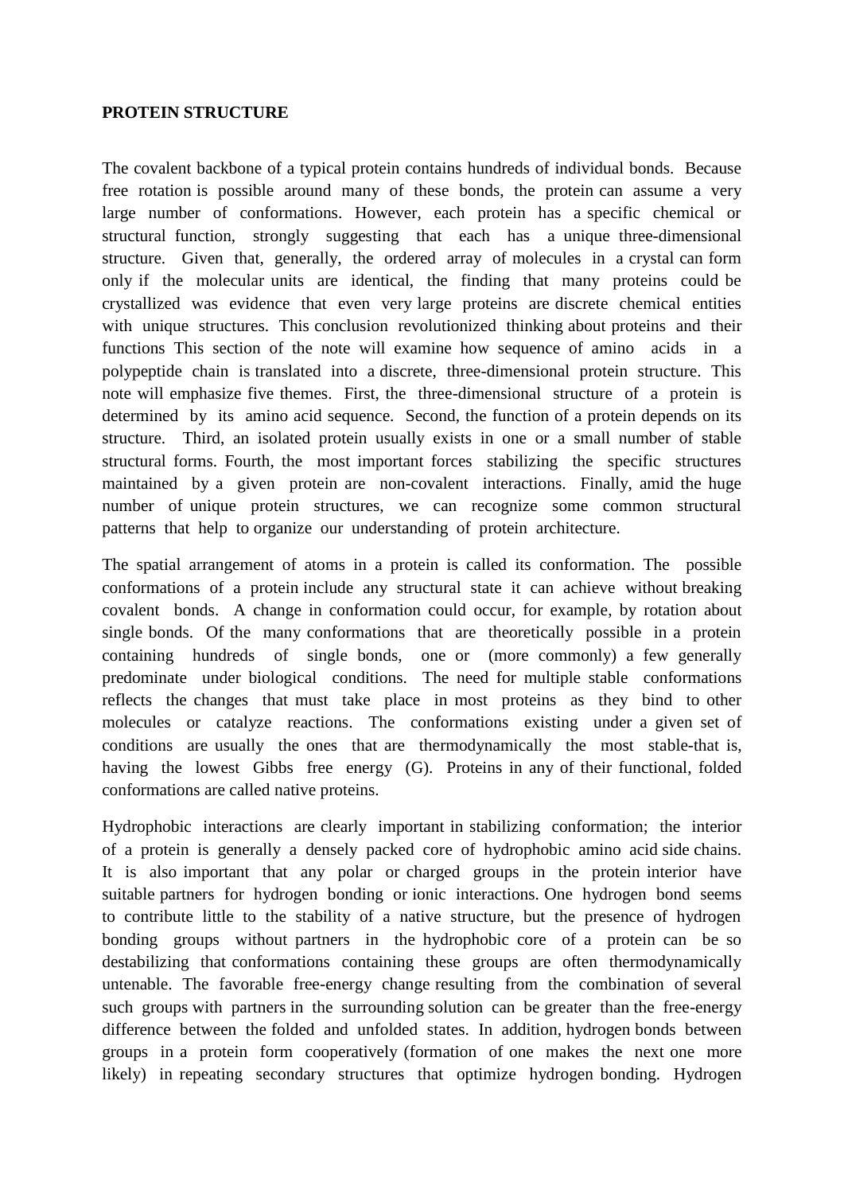**PROTEIN STRUCTURE**

The covalent backbone of a typical protein contains hundreds of individual bonds. Because free rotation is possible around many of these bonds, the protein can assume a very large number of conformations. However, each protein has a specific chemical or structural function, strongly suggesting that each has a unique three-dimensional structure. Given that, generally, the ordered array of molecules in a crystal can form only if the molecular units are identical, the finding that many proteins could be crystallized was evidence that even very large proteins are discrete chemical entities with unique structures. This conclusion revolutionized thinking about proteins and their functions This section of the note will examine how sequence of amino acids in a polypeptide chain is translated into a discrete, three-dimensional protein structure. This note will emphasize five themes. First, the three-dimensional structure of a protein is determined by its amino acid sequence. Second, the function of a protein depends on its structure. Third, an isolated protein usually exists in one or a small number of stable structural forms. Fourth, the most important forces stabilizing the specific structures maintained by a given protein are non-covalent interactions. Finally, amid the huge number of unique protein structures, we can recognize some common structural patterns that help to organize our understanding of protein architecture.

The spatial arrangement of atoms in a protein is called its conformation. The possible conformations of a protein include any structural state it can achieve without breaking covalent bonds. A change in conformation could occur, for example, by rotation about single bonds. Of the many conformations that are theoretically possible in a protein containing hundreds of single bonds, one or (more commonly) a few generally predominate under biological conditions. The need for multiple stable conformations reflects the changes that must take place in most proteins as they bind to other molecules or catalyze reactions. The conformations existing under a given set of conditions are usually the ones that are thermodynamically the most stable-that is, having the lowest Gibbs free energy (G). Proteins in any of their functional, folded conformations are called native proteins.

Hydrophobic interactions are clearly important in stabilizing conformation; the interior of a protein is generally a densely packed core of hydrophobic amino acid side chains. It is also important that any polar or charged groups in the protein interior have suitable partners for hydrogen bonding or ionic interactions. One hydrogen bond seems to contribute little to the stability of a native structure, but the presence of hydrogen bonding groups without partners in the hydrophobic core of a protein can be so destabilizing that conformations containing these groups are often thermodynamically untenable. The favorable free-energy change resulting from the combination of several such groups with partners in the surrounding solution can be greater than the free-energy difference between the folded and unfolded states. In addition, hydrogen bonds between groups in a protein form cooperatively (formation of one makes the next one more likely) in repeating secondary structures that optimize hydrogen bonding. Hydrogen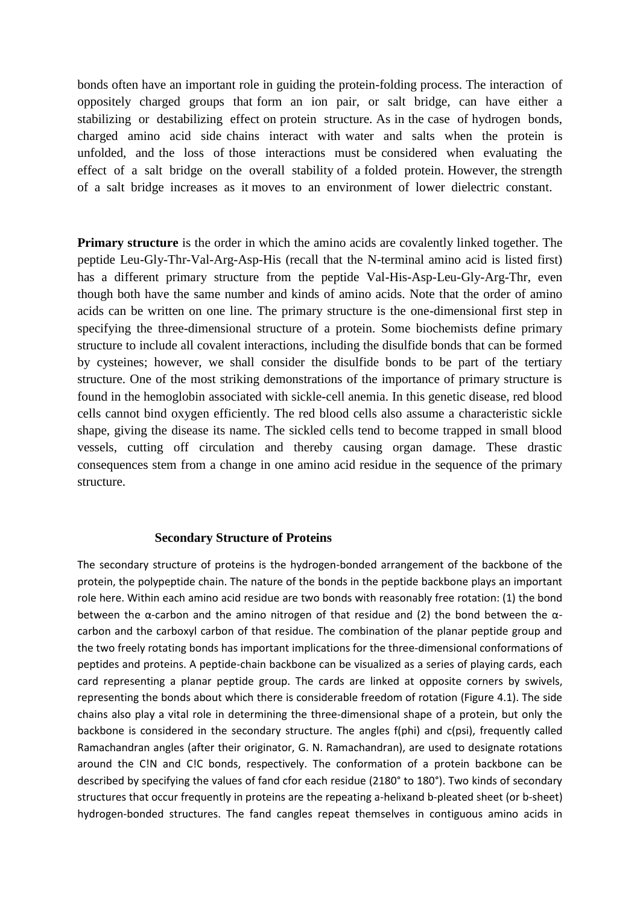bonds often have an important role in guiding the protein-folding process. The interaction of oppositely charged groups that form an ion pair, or salt bridge, can have either a stabilizing or destabilizing effect on protein structure. As in the case of hydrogen bonds, charged amino acid side chains interact with water and salts when the protein is unfolded, and the loss of those interactions must be considered when evaluating the effect of a salt bridge on the overall stability of a folded protein. However, the strength of a salt bridge increases as it moves to an environment of lower dielectric constant.

**Primary structure** is the order in which the amino acids are covalently linked together. The peptide Leu-Gly-Thr-Val-Arg-Asp-His (recall that the N-terminal amino acid is listed first) has a different primary structure from the peptide Val-His-Asp-Leu-Gly-Arg-Thr, even though both have the same number and kinds of amino acids. Note that the order of amino acids can be written on one line. The primary structure is the one-dimensional first step in specifying the three-dimensional structure of a protein. Some biochemists define primary structure to include all covalent interactions, including the disulfide bonds that can be formed by cysteines; however, we shall consider the disulfide bonds to be part of the tertiary structure. One of the most striking demonstrations of the importance of primary structure is found in the hemoglobin associated with sickle-cell anemia. In this genetic disease, red blood cells cannot bind oxygen efficiently. The red blood cells also assume a characteristic sickle shape, giving the disease its name. The sickled cells tend to become trapped in small blood vessels, cutting off circulation and thereby causing organ damage. These drastic consequences stem from a change in one amino acid residue in the sequence of the primary structure.

## Secondary Structure of Proteins

The secondary structure of proteins is the hydrogen-bonded arrangement of the backbone of the protein, the polypeptide chain. The nature of the bonds in the peptide backbone plays an important role here. Within each amino acid residue are two bonds with reasonably free rotation: (1) the bond between the α-carbon and the amino nitrogen of that residue and (2) the bond between the α-carbon and the carboxyl carbon of that residue. The combination of the planar peptide group and the two freely rotating bonds has important implications for the three-dimensional conformations of peptides and proteins. A peptide-chain backbone can be visualized as a series of playing cards, each card representing a planar peptide group. The cards are linked at opposite corners by swivels, representing the bonds about which there is considerable freedom of rotation (Figure 4.1). The side chains also play a vital role in determining the three-dimensional shape of a protein, but only the backbone is considered in the secondary structure. The angles f(phi) and c(psi), frequently called Ramachandran angles (after their originator, G. N. Ramachandran), are used to designate rotations around the C!N and C!C bonds, respectively. The conformation of a protein backbone can be described by specifying the values of fand cfor each residue (2180° to 180°). Two kinds of secondary structures that occur frequently in proteins are the repeating a-helixand b-pleated sheet (or b-sheet) hydrogen-bonded structures. The fand cangles repeat themselves in contiguous amino acids in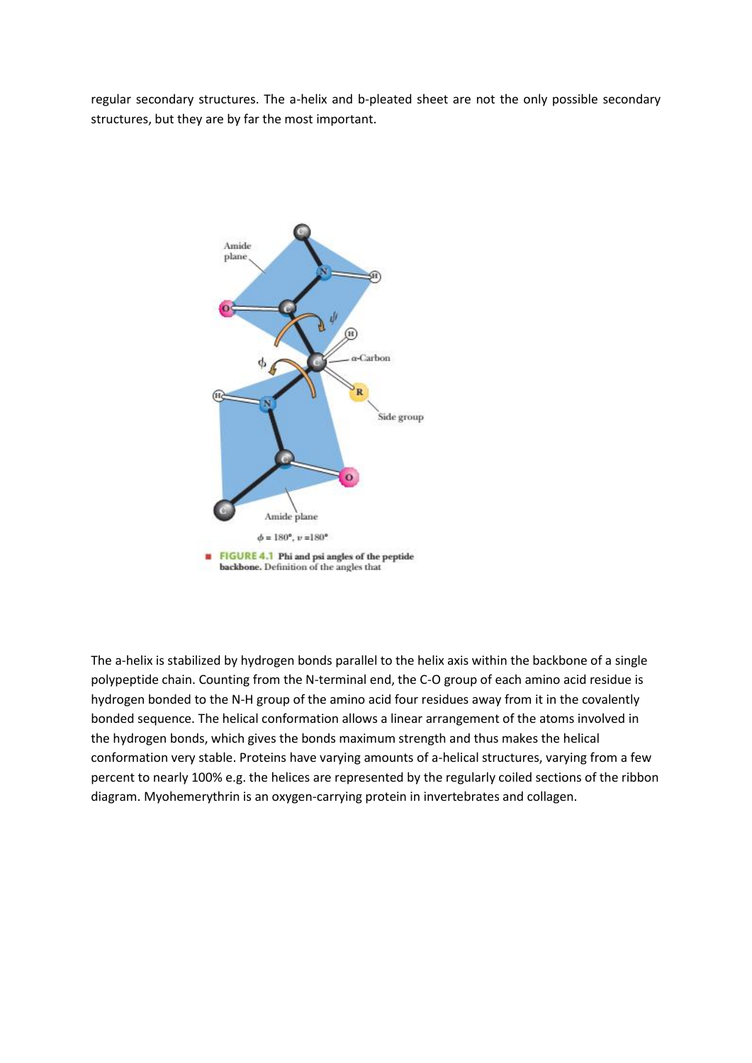regular secondary structures. The a-helix and b-pleated sheet are not the only possible secondary structures, but they are by far the most important.

$\phi = 180°, \nu = 180°$

FIGURE 4.1 **Phi and psi angles of the peptide backbone.** Definition of the angles that

The a-helix is stabilized by hydrogen bonds parallel to the helix axis within the backbone of a single polypeptide chain. Counting from the N-terminal end, the C-O group of each amino acid residue is hydrogen bonded to the N-H group of the amino acid four residues away from it in the covalently bonded sequence. The helical conformation allows a linear arrangement of the atoms involved in the hydrogen bonds, which gives the bonds maximum strength and thus makes the helical conformation very stable. Proteins have varying amounts of a-helical structures, varying from a few percent to nearly 100% e.g. the helices are represented by the regularly coiled sections of the ribbon diagram. Myohemerythrin is an oxygen-carrying protein in invertebrates and collagen.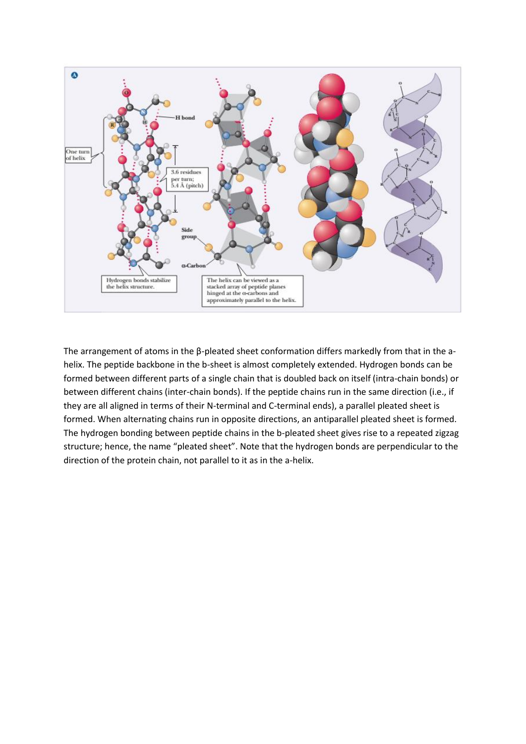The arrangement of atoms in the β-pleated sheet conformation differs markedly from that in the a-helix. The peptide backbone in the b-sheet is almost completely extended. Hydrogen bonds can be formed between different parts of a single chain that is doubled back on itself (intra-chain bonds) or between different chains (inter-chain bonds). If the peptide chains run in the same direction (i.e., if they are all aligned in terms of their N-terminal and C-terminal ends), a parallel pleated sheet is formed. When alternating chains run in opposite directions, an antiparallel pleated sheet is formed. The hydrogen bonding between peptide chains in the b-pleated sheet gives rise to a repeated zigzag structure; hence, the name "pleated sheet". Note that the hydrogen bonds are perpendicular to the direction of the protein chain, not parallel to it as in the a-helix.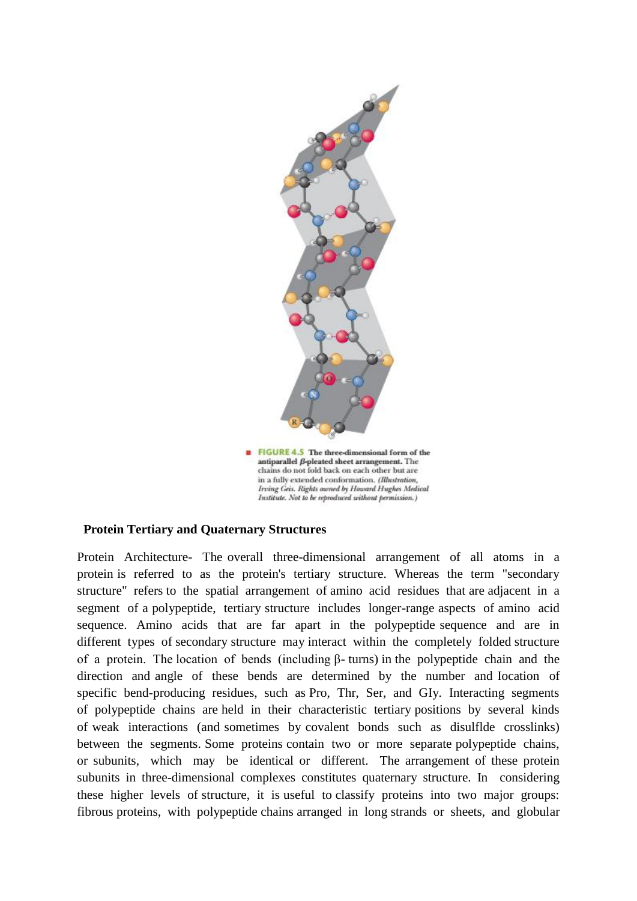■ **FIGURE 4.5 The three-dimensional form of the antiparallel β-pleated sheet arrangement.** The chains do not fold back on each other but are in a fully extended conformation. *(Illustration, Irving Geis. Rights owned by Howard Hughes Medical Institute. Not to be reproduced without permission.)*

**Protein Tertiary and Quaternary Structures**

Protein Architecture- The overall three-dimensional arrangement of all atoms in a protein is referred to as the protein's tertiary structure. Whereas the term "secondary structure" refers to the spatial arrangement of amino acid residues that are adjacent in a segment of a polypeptide, tertiary structure includes longer-range aspects of amino acid sequence. Amino acids that are far apart in the polypeptide sequence and are in different types of secondary structure may interact within the completely folded structure of a protein. The location of bends (including β- turns) in the polypeptide chain and the direction and angle of these bends are determined by the number and Iocation of specific bend-producing residues, such as Pro, Thr, Ser, and GIy. Interacting segments of polypeptide chains are held in their characteristic tertiary positions by several kinds of weak interactions (and sometimes by covalent bonds such as disulflde crosslinks) between the segments. Some proteins contain two or more separate polypeptide chains, or subunits, which may be identical or different. The arrangement of these protein subunits in three-dimensional complexes constitutes quaternary structure. In considering these higher levels of structure, it is useful to classify proteins into two major groups: fibrous proteins, with polypeptide chains arranged in long strands or sheets, and globular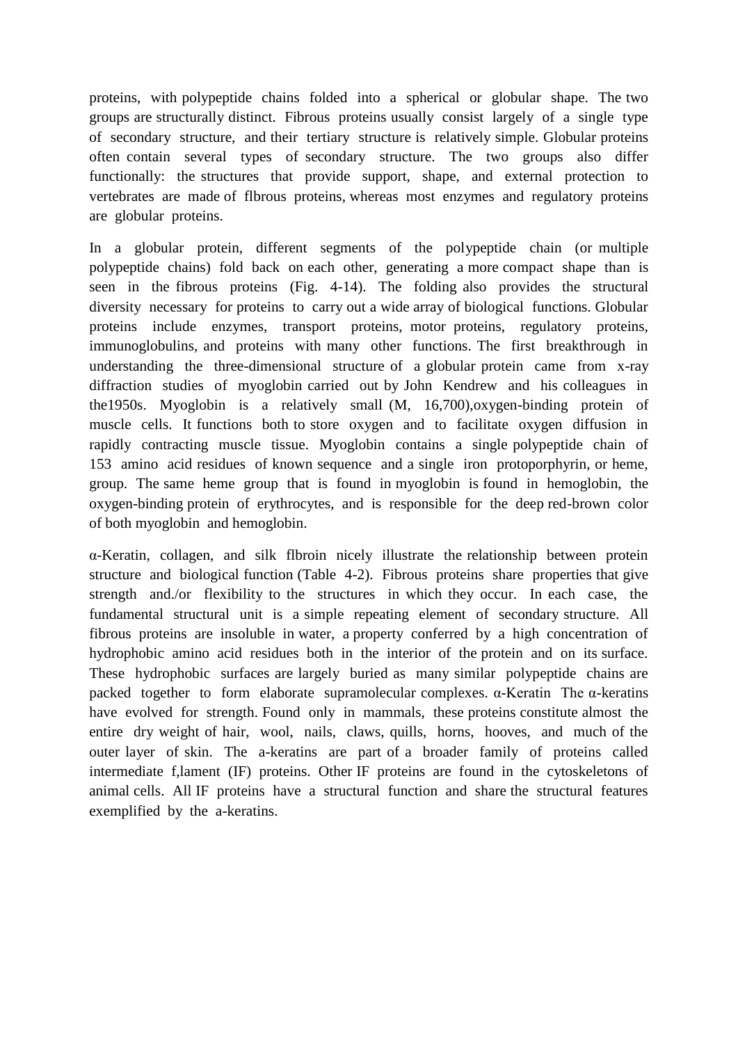proteins, with polypeptide chains folded into a spherical or globular shape. The two groups are structurally distinct. Fibrous proteins usually consist largely of a single type of secondary structure, and their tertiary structure is relatively simple. Globular proteins often contain several types of secondary structure. The two groups also differ functionally: the structures that provide support, shape, and external protection to vertebrates are made of flbrous proteins, whereas most enzymes and regulatory proteins are globular proteins.

In a globular protein, different segments of the polypeptide chain (or multiple polypeptide chains) fold back on each other, generating a more compact shape than is seen in the fibrous proteins (Fig. 4-14). The folding also provides the structural diversity necessary for proteins to carry out a wide array of biological functions. Globular proteins include enzymes, transport proteins, motor proteins, regulatory proteins, immunoglobulins, and proteins with many other functions. The first breakthrough in understanding the three-dimensional structure of a globular protein came from x-ray diffraction studies of myoglobin carried out by John Kendrew and his colleagues in the1950s. Myoglobin is a relatively small (M, 16,700),oxygen-binding protein of muscle cells. It functions both to store oxygen and to facilitate oxygen diffusion in rapidly contracting muscle tissue. Myoglobin contains a single polypeptide chain of 153 amino acid residues of known sequence and a single iron protoporphyrin, or heme, group. The same heme group that is found in myoglobin is found in hemoglobin, the oxygen-binding protein of erythrocytes, and is responsible for the deep red-brown color of both myoglobin and hemoglobin.

α-Keratin, collagen, and silk flbroin nicely illustrate the relationship between protein structure and biological function (Table 4-2). Fibrous proteins share properties that give strength and./or flexibility to the structures in which they occur. In each case, the fundamental structural unit is a simple repeating element of secondary structure. All fibrous proteins are insoluble in water, a property conferred by a high concentration of hydrophobic amino acid residues both in the interior of the protein and on its surface. These hydrophobic surfaces are largely buried as many similar polypeptide chains are packed together to form elaborate supramolecular complexes. α-Keratin The α-keratins have evolved for strength. Found only in mammals, these proteins constitute almost the entire dry weight of hair, wool, nails, claws, quills, horns, hooves, and much of the outer layer of skin. The a-keratins are part of a broader family of proteins called intermediate f,lament (IF) proteins. Other IF proteins are found in the cytoskeletons of animal cells. All IF proteins have a structural function and share the structural features exemplified by the a-keratins.